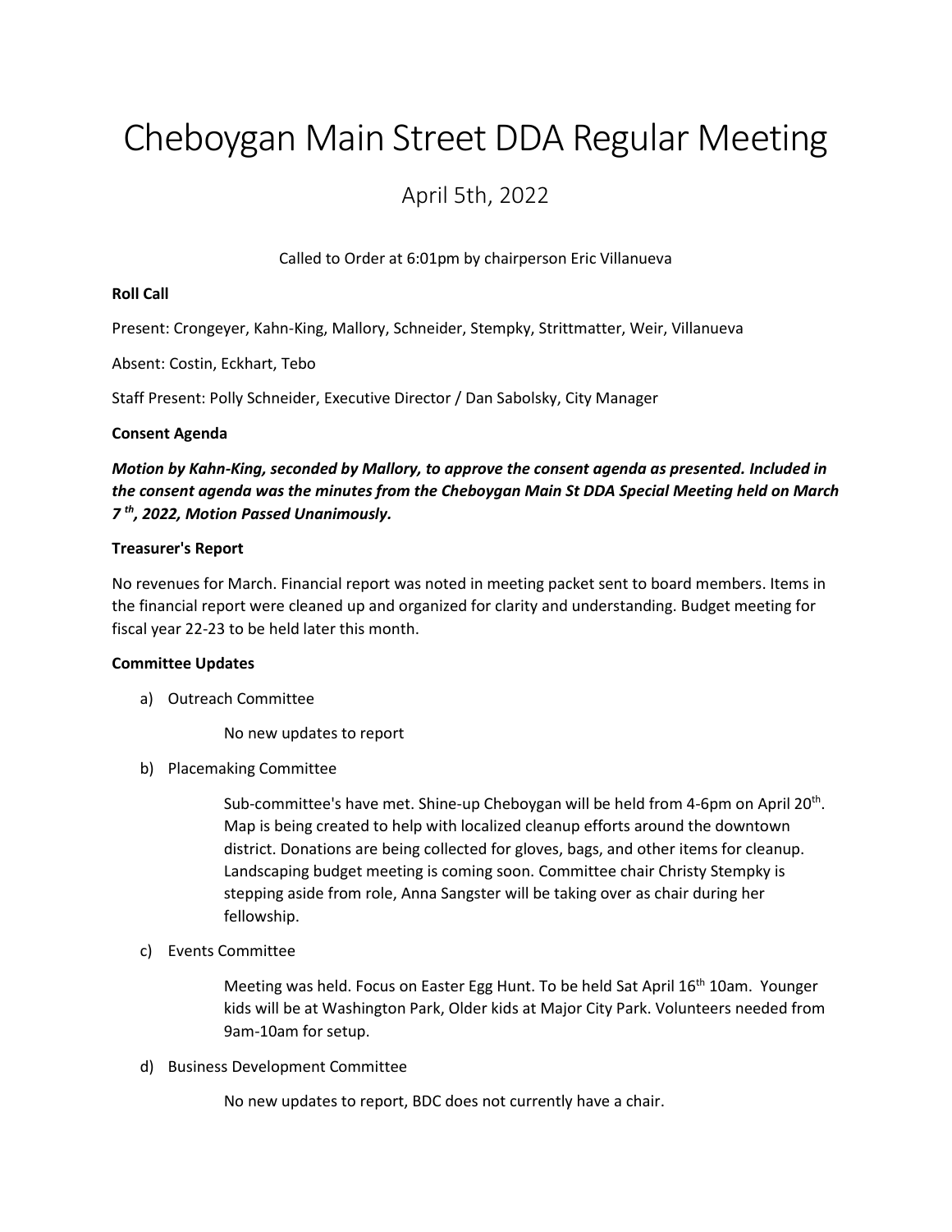# Cheboygan Main Street DDA Regular Meeting

## April 5th, 2022

Called to Order at 6:01pm by chairperson Eric Villanueva

**Roll Call**

Present: Crongeyer, Kahn-King, Mallory, Schneider, Stempky, Strittmatter, Weir, Villanueva

Absent: Costin, Eckhart, Tebo

Staff Present: Polly Schneider, Executive Director / Dan Sabolsky, City Manager

**Consent Agenda**

***Motion by Kahn-King, seconded by Mallory, to approve the consent agenda as presented. Included in the consent agenda was the minutes from the Cheboygan Main St DDA Special Meeting held on March 7th, 2022, Motion Passed Unanimously.***

**Treasurer's Report**

No revenues for March. Financial report was noted in meeting packet sent to board members. Items in the financial report were cleaned up and organized for clarity and understanding. Budget meeting for fiscal year 22-23 to be held later this month.

**Committee Updates**

a) Outreach Committee

No new updates to report

b) Placemaking Committee

Sub-committee's have met. Shine-up Cheboygan will be held from 4-6pm on April 20th. Map is being created to help with localized cleanup efforts around the downtown district. Donations are being collected for gloves, bags, and other items for cleanup. Landscaping budget meeting is coming soon. Committee chair Christy Stempky is stepping aside from role, Anna Sangster will be taking over as chair during her fellowship.

c) Events Committee

Meeting was held. Focus on Easter Egg Hunt. To be held Sat April 16th 10am. Younger kids will be at Washington Park, Older kids at Major City Park. Volunteers needed from 9am-10am for setup.

d) Business Development Committee

No new updates to report, BDC does not currently have a chair.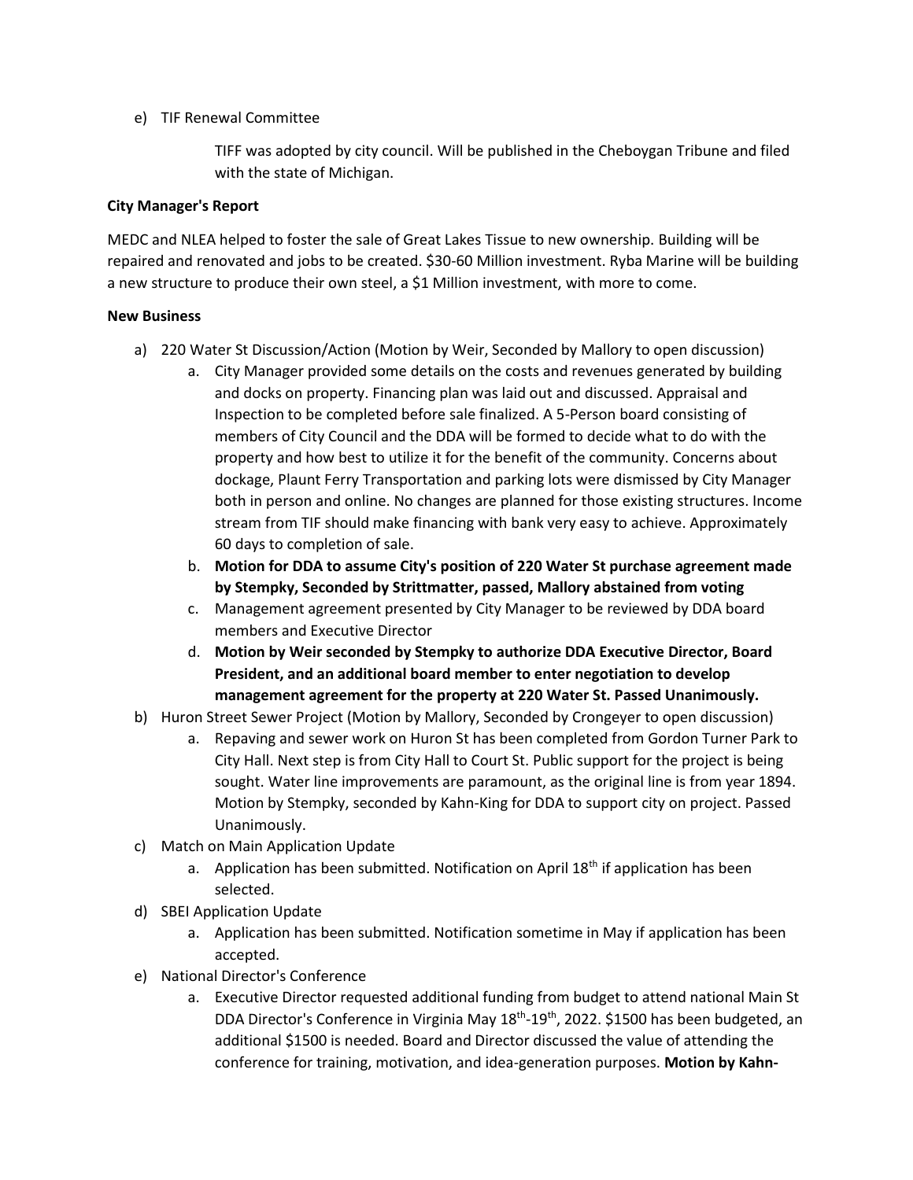e) TIF Renewal Committee

TIFF was adopted by city council. Will be published in the Cheboygan Tribune and filed with the state of Michigan.

**City Manager's Report**

MEDC and NLEA helped to foster the sale of Great Lakes Tissue to new ownership. Building will be repaired and renovated and jobs to be created. $30-60 Million investment. Ryba Marine will be building a new structure to produce their own steel, a $1 Million investment, with more to come.

**New Business**

a) 220 Water St Discussion/Action (Motion by Weir, Seconded by Mallory to open discussion)
   a. City Manager provided some details on the costs and revenues generated by building and docks on property. Financing plan was laid out and discussed. Appraisal and Inspection to be completed before sale finalized. A 5-Person board consisting of members of City Council and the DDA will be formed to decide what to do with the property and how best to utilize it for the benefit of the community. Concerns about dockage, Plaunt Ferry Transportation and parking lots were dismissed by City Manager both in person and online. No changes are planned for those existing structures. Income stream from TIF should make financing with bank very easy to achieve. Approximately 60 days to completion of sale.
   b. **Motion for DDA to assume City's position of 220 Water St purchase agreement made by Stempky, Seconded by Strittmatter, passed, Mallory abstained from voting**
   c. Management agreement presented by City Manager to be reviewed by DDA board members and Executive Director
   d. **Motion by Weir seconded by Stempky to authorize DDA Executive Director, Board President, and an additional board member to enter negotiation to develop management agreement for the property at 220 Water St. Passed Unanimously.**

b) Huron Street Sewer Project (Motion by Mallory, Seconded by Crongeyer to open discussion)
   a. Repaving and sewer work on Huron St has been completed from Gordon Turner Park to City Hall. Next step is from City Hall to Court St. Public support for the project is being sought. Water line improvements are paramount, as the original line is from year 1894. Motion by Stempky, seconded by Kahn-King for DDA to support city on project. Passed Unanimously.

c) Match on Main Application Update
   a. Application has been submitted. Notification on April 18th if application has been selected.

d) SBEI Application Update
   a. Application has been submitted. Notification sometime in May if application has been accepted.

e) National Director's Conference
   a. Executive Director requested additional funding from budget to attend national Main St DDA Director's Conference in Virginia May 18th-19th, 2022. $1500 has been budgeted, an additional $1500 is needed. Board and Director discussed the value of attending the conference for training, motivation, and idea-generation purposes. **Motion by Kahn-**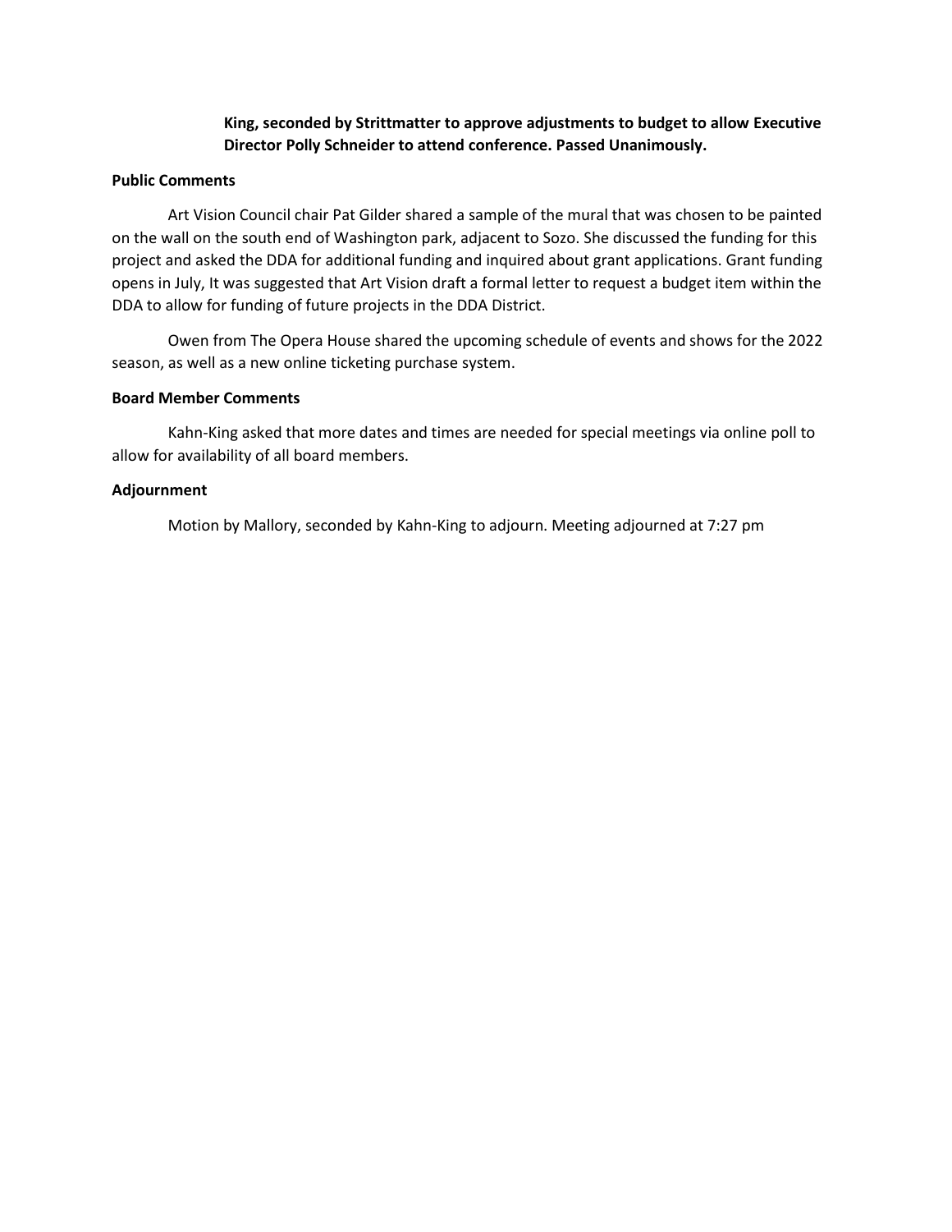**King, seconded by Strittmatter to approve adjustments to budget to allow Executive Director Polly Schneider to attend conference. Passed Unanimously.**

**Public Comments**

Art Vision Council chair Pat Gilder shared a sample of the mural that was chosen to be painted on the wall on the south end of Washington park, adjacent to Sozo. She discussed the funding for this project and asked the DDA for additional funding and inquired about grant applications. Grant funding opens in July, It was suggested that Art Vision draft a formal letter to request a budget item within the DDA to allow for funding of future projects in the DDA District.

Owen from The Opera House shared the upcoming schedule of events and shows for the 2022 season, as well as a new online ticketing purchase system.

**Board Member Comments**

Kahn-King asked that more dates and times are needed for special meetings via online poll to allow for availability of all board members.

**Adjournment**

Motion by Mallory, seconded by Kahn-King to adjourn. Meeting adjourned at 7:27 pm